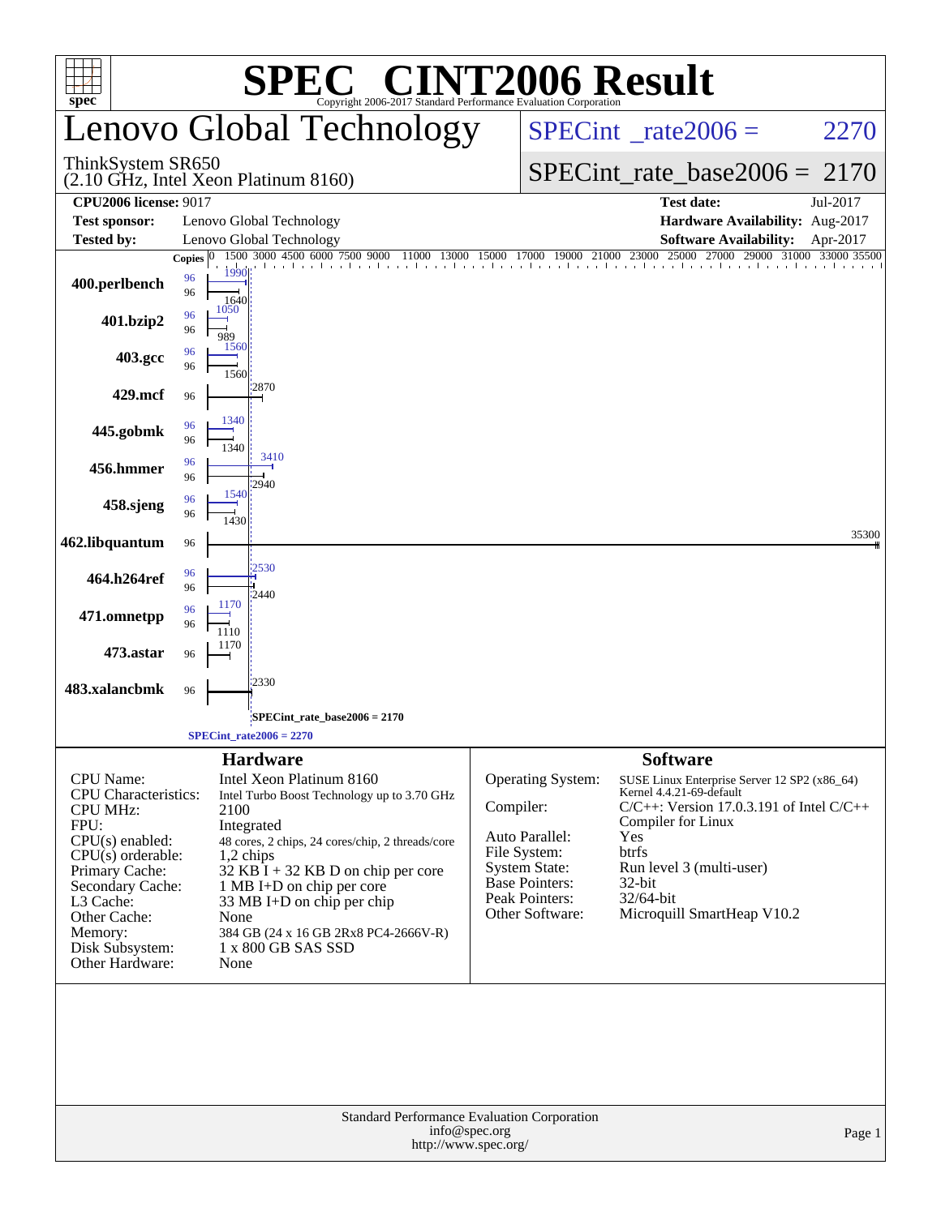# SPEC CINT2006 Result

Copyright 2006-2017 Standard Performance Evaluation Corporation

## Lenovo Global Technology

ThinkSystem SR650
(2.10 GHz, Intel Xeon Platinum 8160)

SPECint_rate2006 = 2270

SPECint_rate_base2006 = 2170

| | | | |
|---|---|---|---|
| **CPU2006 license:** 9017 | | **Test date:** | Jul-2017 |
| **Test sponsor:** | Lenovo Global Technology | **Hardware Availability:** | Aug-2017 |
| **Tested by:** | Lenovo Global Technology | **Software Availability:** | Apr-2017 |

| Benchmark | Copies (peak) | Peak | Copies (base) | Base |
|---|---|---|---|---|
| 400.perlbench | 96 | 1990 | 96 | 1640 |
| 401.bzip2 | 96 | 1050 | 96 | 989 |
| 403.gcc | 96 | 1560 | 96 | 1560 |
| 429.mcf | | | 96 | 2870 |
| 445.gobmk | 96 | 1340 | 96 | 1340 |
| 456.hmmer | 96 | 3410 | 96 | 2940 |
| 458.sjeng | 96 | 1540 | 96 | 1430 |
| 462.libquantum | | | 96 | 35300 |
| 464.h264ref | 96 | 2530 | 96 | 2440 |
| 471.omnetpp | 96 | 1170 | 96 | 1110 |
| 473.astar | | | 96 | 1170 |
| 483.xalancbmk | | | 96 | 2330 |

SPECint_rate_base2006 = 2170

SPECint_rate2006 = 2270

### Hardware

| | |
|---|---|
| CPU Name: | Intel Xeon Platinum 8160 |
| CPU Characteristics: | Intel Turbo Boost Technology up to 3.70 GHz |
| CPU MHz: | 2100 |
| FPU: | Integrated |
| CPU(s) enabled: | 48 cores, 2 chips, 24 cores/chip, 2 threads/core |
| CPU(s) orderable: | 1,2 chips |
| Primary Cache: | 32 KB I + 32 KB D on chip per core |
| Secondary Cache: | 1 MB I+D on chip per core |
| L3 Cache: | 33 MB I+D on chip per chip |
| Other Cache: | None |
| Memory: | 384 GB (24 x 16 GB 2Rx8 PC4-2666V-R) |
| Disk Subsystem: | 1 x 800 GB SAS SSD |
| Other Hardware: | None |

### Software

| | |
|---|---|
| Operating System: | SUSE Linux Enterprise Server 12 SP2 (x86_64) Kernel 4.4.21-69-default |
| Compiler: | C/C++: Version 17.0.3.191 of Intel C/C++ Compiler for Linux |
| Auto Parallel: | Yes |
| File System: | btrfs |
| System State: | Run level 3 (multi-user) |
| Base Pointers: | 32-bit |
| Peak Pointers: | 32/64-bit |
| Other Software: | Microquill SmartHeap V10.2 |

Standard Performance Evaluation Corporation
info@spec.org
http://www.spec.org/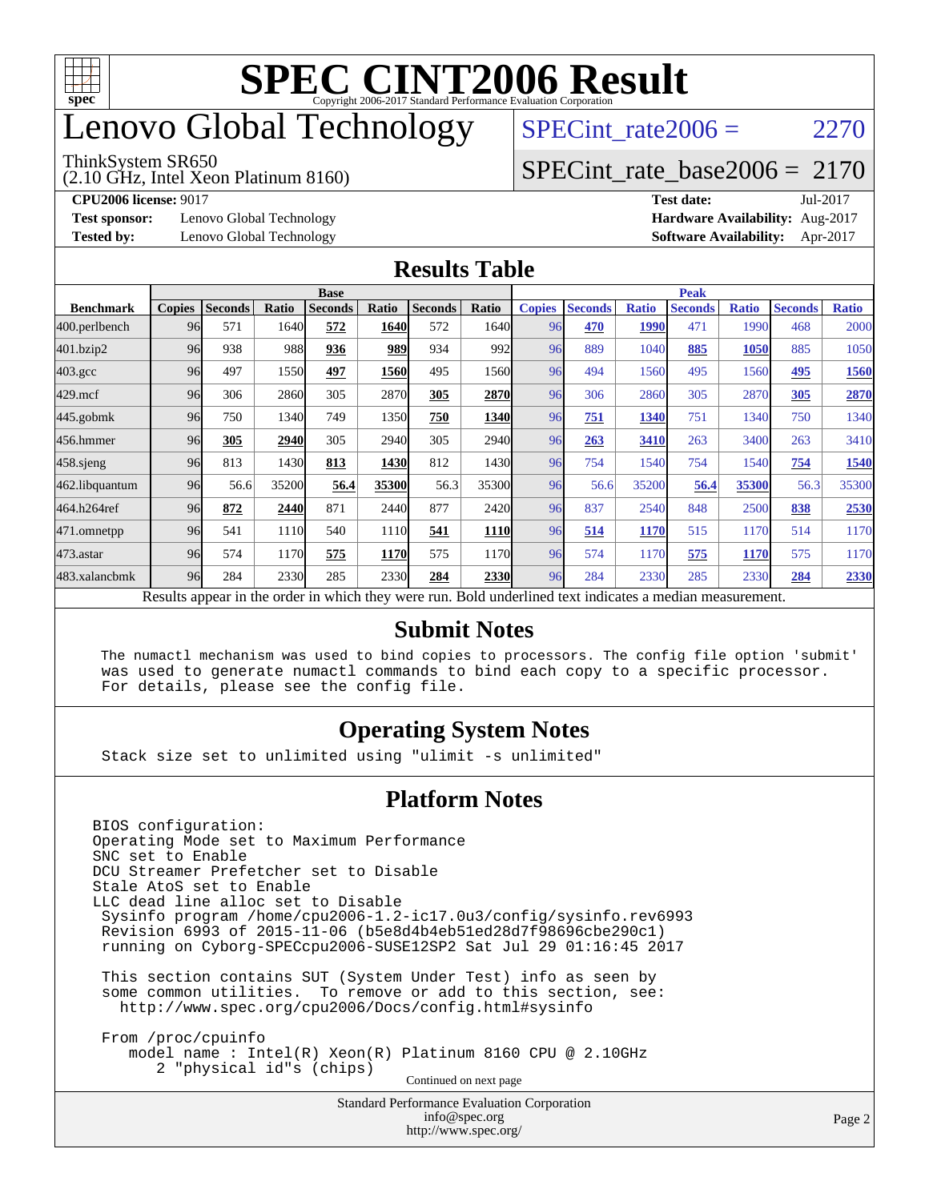# SPEC CINT2006 Result

Copyright 2006-2017 Standard Performance Evaluation Corporation

# Lenovo Global Technology

ThinkSystem SR650
(2.10 GHz, Intel Xeon Platinum 8160)

SPECint_rate2006 = 2270

SPECint_rate_base2006 = 2170

**CPU2006 license:** 9017
**Test sponsor:** Lenovo Global Technology
**Tested by:** Lenovo Global Technology

**Test date:** Jul-2017
**Hardware Availability:** Aug-2017
**Software Availability:** Apr-2017

## Results Table

| Benchmark | Base | | | | | | | Peak | | | | | | |
|---|---|---|---|---|---|---|---|---|---|---|---|---|---|---|
| | Copies | Seconds | Ratio | Seconds | Ratio | Seconds | Ratio | Copies | Seconds | Ratio | Seconds | Ratio | Seconds | Ratio |
| 400.perlbench | 96 | 571 | 1640 | **572** | **1640** | 572 | 1640 | 96 | **470** | **1990** | 471 | 1990 | 468 | 2000 |
| 401.bzip2 | 96 | 938 | 988 | **936** | **989** | 934 | 992 | 96 | 889 | 1040 | **885** | **1050** | 885 | 1050 |
| 403.gcc | 96 | 497 | 1550 | **497** | **1560** | 495 | 1560 | 96 | 494 | 1560 | 495 | 1560 | **495** | **1560** |
| 429.mcf | 96 | 306 | 2860 | 305 | 2870 | **305** | **2870** | 96 | 306 | 2860 | 305 | 2870 | **305** | **2870** |
| 445.gobmk | 96 | 750 | 1340 | 749 | 1350 | **750** | **1340** | 96 | **751** | **1340** | 751 | 1340 | 750 | 1340 |
| 456.hmmer | 96 | **305** | **2940** | 305 | 2940 | 305 | 2940 | 96 | **263** | **3410** | 263 | 3400 | 263 | 3410 |
| 458.sjeng | 96 | 813 | 1430 | **813** | **1430** | 812 | 1430 | 96 | 754 | 1540 | 754 | 1540 | **754** | **1540** |
| 462.libquantum | 96 | 56.6 | 35200 | **56.4** | **35300** | 56.3 | 35300 | 96 | 56.6 | 35200 | **56.4** | **35300** | 56.3 | 35300 |
| 464.h264ref | 96 | **872** | **2440** | 871 | 2440 | 877 | 2420 | 96 | 837 | 2540 | 848 | 2500 | **838** | **2530** |
| 471.omnetpp | 96 | 541 | 1110 | 540 | 1110 | **541** | **1110** | 96 | **514** | **1170** | 515 | 1170 | 514 | 1170 |
| 473.astar | 96 | 574 | 1170 | **575** | **1170** | 575 | 1170 | 96 | 574 | 1170 | **575** | **1170** | 575 | 1170 |
| 483.xalancbmk | 96 | 284 | 2330 | 285 | 2330 | **284** | **2330** | 96 | 284 | 2330 | 285 | 2330 | **284** | **2330** |

Results appear in the order in which they were run. Bold underlined text indicates a median measurement.

## Submit Notes

```
The numactl mechanism was used to bind copies to processors. The config file option 'submit'
was used to generate numactl commands to bind each copy to a specific processor.
For details, please see the config file.
```

## Operating System Notes

```
Stack size set to unlimited using "ulimit -s unlimited"
```

## Platform Notes

```
BIOS configuration:
Operating Mode set to Maximum Performance
SNC set to Enable
DCU Streamer Prefetcher set to Disable
Stale AtoS set to Enable
LLC dead line alloc set to Disable
 Sysinfo program /home/cpu2006-1.2-ic17.0u3/config/sysinfo.rev6993
 Revision 6993 of 2015-11-06 (b5e8d4b4eb51ed28d7f98696cbe290c1)
 running on Cyborg-SPECcpu2006-SUSE12SP2 Sat Jul 29 01:16:45 2017

 This section contains SUT (System Under Test) info as seen by
 some common utilities.  To remove or add to this section, see:
   http://www.spec.org/cpu2006/Docs/config.html#sysinfo

 From /proc/cpuinfo
    model name : Intel(R) Xeon(R) Platinum 8160 CPU @ 2.10GHz
       2 "physical id"s (chips)
```

Continued on next page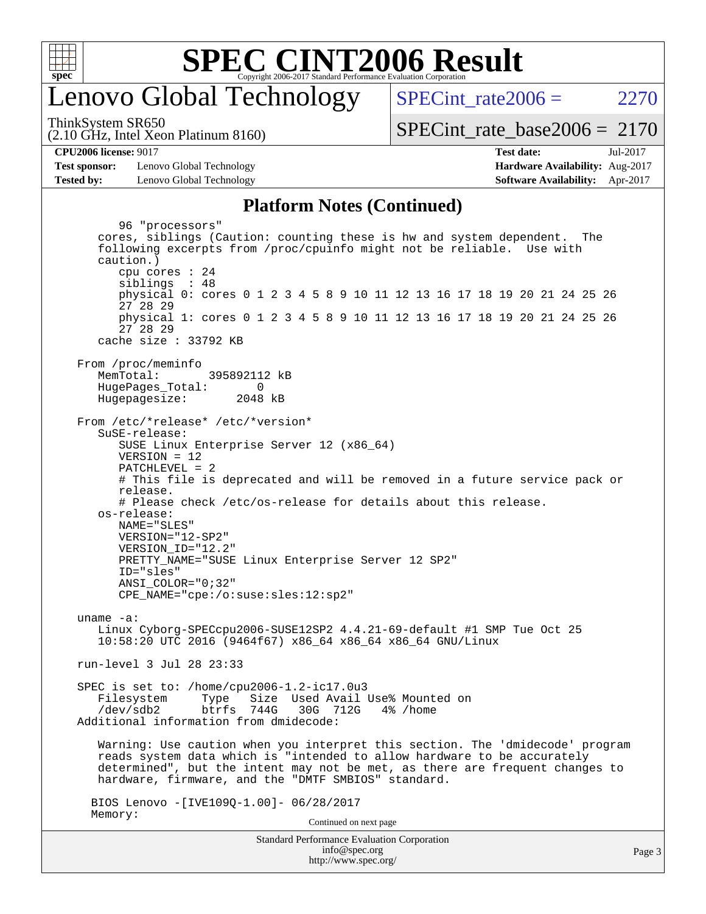# SPEC CINT2006 Result

## Lenovo Global Technology

ThinkSystem SR650
(2.10 GHz, Intel Xeon Platinum 8160)

SPECint_rate2006 = 2270

SPECint_rate_base2006 = 2170

**CPU2006 license:** 9017
**Test sponsor:** Lenovo Global Technology
**Tested by:** Lenovo Global Technology

**Test date:** Jul-2017
**Hardware Availability:** Aug-2017
**Software Availability:** Apr-2017

### Platform Notes (Continued)

```
        96 "processors"
      cores, siblings (Caution: counting these is hw and system dependent.  The
      following excerpts from /proc/cpuinfo might not be reliable.  Use with
      caution.)
         cpu cores : 24
         siblings  : 48
         physical 0: cores 0 1 2 3 4 5 8 9 10 11 12 13 16 17 18 19 20 21 24 25 26
         27 28 29
         physical 1: cores 0 1 2 3 4 5 8 9 10 11 12 13 16 17 18 19 20 21 24 25 26
         27 28 29
      cache size : 33792 KB

   From /proc/meminfo
      MemTotal:       395892112 kB
      HugePages_Total:       0
      Hugepagesize:       2048 kB

   From /etc/*release* /etc/*version*
      SuSE-release:
         SUSE Linux Enterprise Server 12 (x86_64)
         VERSION = 12
         PATCHLEVEL = 2
         # This file is deprecated and will be removed in a future service pack or
         release.
         # Please check /etc/os-release for details about this release.
      os-release:
         NAME="SLES"
         VERSION="12-SP2"
         VERSION_ID="12.2"
         PRETTY_NAME="SUSE Linux Enterprise Server 12 SP2"
         ID="sles"
         ANSI_COLOR="0;32"
         CPE_NAME="cpe:/o:suse:sles:12:sp2"

   uname -a:
      Linux Cyborg-SPECcpu2006-SUSE12SP2 4.4.21-69-default #1 SMP Tue Oct 25
      10:58:20 UTC 2016 (9464f67) x86_64 x86_64 x86_64 GNU/Linux

   run-level 3 Jul 28 23:33

   SPEC is set to: /home/cpu2006-1.2-ic17.0u3
      Filesystem     Type   Size  Used Avail Use% Mounted on
      /dev/sdb2      btrfs  744G   30G  712G   4% /home
   Additional information from dmidecode:

      Warning: Use caution when you interpret this section. The 'dmidecode' program
      reads system data which is "intended to allow hardware to be accurately
      determined", but the intent may not be met, as there are frequent changes to
      hardware, firmware, and the "DMTF SMBIOS" standard.

     BIOS Lenovo -[IVE109Q-1.00]- 06/28/2017
     Memory:
```

Continued on next page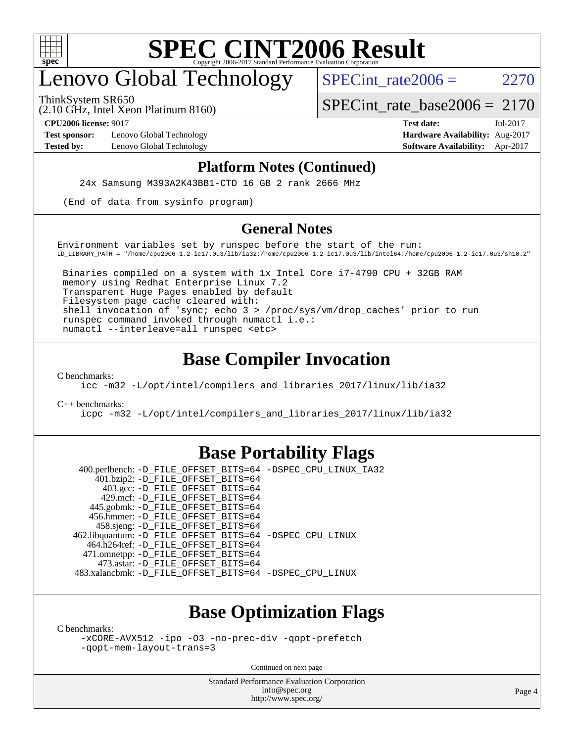# SPEC CINT2006 Result

## Lenovo Global Technology

ThinkSystem SR650
(2.10 GHz, Intel Xeon Platinum 8160)

SPECint_rate2006 = 2270

SPECint_rate_base2006 = 2170

**CPU2006 license:** 9017
**Test sponsor:** Lenovo Global Technology
**Tested by:** Lenovo Global Technology

**Test date:** Jul-2017
**Hardware Availability:** Aug-2017
**Software Availability:** Apr-2017

### Platform Notes (Continued)

```
    24x Samsung M393A2K43BB1-CTD 16 GB 2 rank 2666 MHz

 (End of data from sysinfo program)
```

### General Notes

```
Environment variables set by runspec before the start of the run:
LD_LIBRARY_PATH = "/home/cpu2006-1.2-ic17.0u3/lib/ia32:/home/cpu2006-1.2-ic17.0u3/lib/intel64:/home/cpu2006-1.2-ic17.0u3/sh10.2"

 Binaries compiled on a system with 1x Intel Core i7-4790 CPU + 32GB RAM
 memory using Redhat Enterprise Linux 7.2
 Transparent Huge Pages enabled by default
 Filesystem page cache cleared with:
 shell invocation of 'sync; echo 3 > /proc/sys/vm/drop_caches' prior to run
 runspec command invoked through numactl i.e.:
 numactl --interleave=all runspec <etc>
```

## Base Compiler Invocation

C benchmarks:
```
icc -m32 -L/opt/intel/compilers_and_libraries_2017/linux/lib/ia32
```

C++ benchmarks:
```
icpc -m32 -L/opt/intel/compilers_and_libraries_2017/linux/lib/ia32
```

## Base Portability Flags

```
 400.perlbench: -D_FILE_OFFSET_BITS=64 -DSPEC_CPU_LINUX_IA32
     401.bzip2: -D_FILE_OFFSET_BITS=64
       403.gcc: -D_FILE_OFFSET_BITS=64
       429.mcf: -D_FILE_OFFSET_BITS=64
     445.gobmk: -D_FILE_OFFSET_BITS=64
     456.hmmer: -D_FILE_OFFSET_BITS=64
     458.sjeng: -D_FILE_OFFSET_BITS=64
462.libquantum: -D_FILE_OFFSET_BITS=64 -DSPEC_CPU_LINUX
   464.h264ref: -D_FILE_OFFSET_BITS=64
   471.omnetpp: -D_FILE_OFFSET_BITS=64
     473.astar: -D_FILE_OFFSET_BITS=64
 483.xalancbmk: -D_FILE_OFFSET_BITS=64 -DSPEC_CPU_LINUX
```

## Base Optimization Flags

C benchmarks:
```
-xCORE-AVX512 -ipo -O3 -no-prec-div -qopt-prefetch
-qopt-mem-layout-trans=3
```

Continued on next page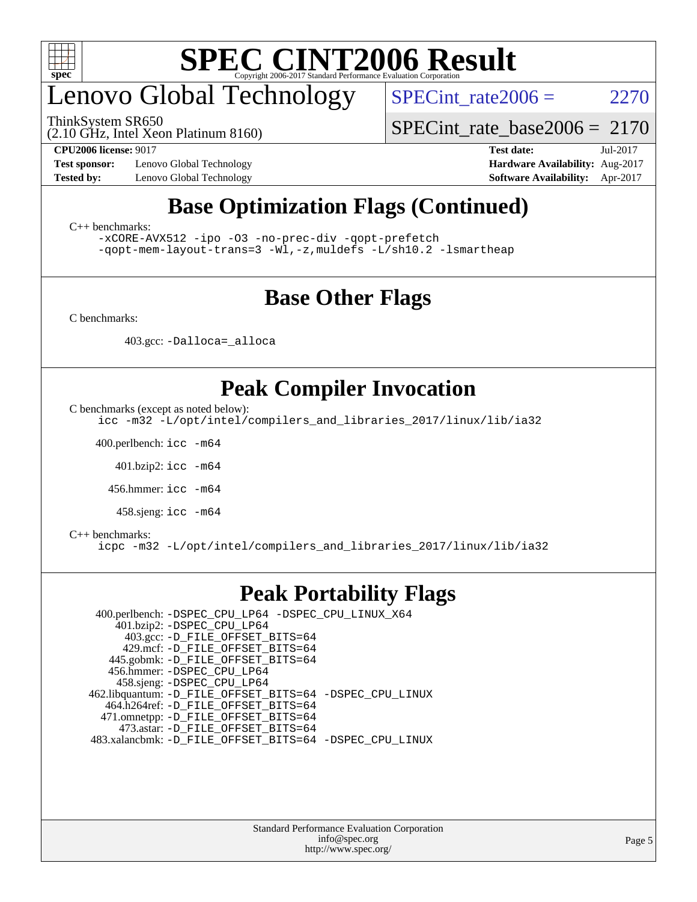## Base Optimization Flags (Continued)

C++ benchmarks:

```
-xCORE-AVX512 -ipo -O3 -no-prec-div -qopt-prefetch
-qopt-mem-layout-trans=3 -Wl,-z,muldefs -L/sh10.2 -lsmartheap
```

## Base Other Flags

C benchmarks:

403.gcc: `-Dalloca=_alloca`

## Peak Compiler Invocation

C benchmarks (except as noted below):

```
icc -m32 -L/opt/intel/compilers_and_libraries_2017/linux/lib/ia32
```

400.perlbench: `icc -m64`

401.bzip2: `icc -m64`

456.hmmer: `icc -m64`

458.sjeng: `icc -m64`

C++ benchmarks:

```
icpc -m32 -L/opt/intel/compilers_and_libraries_2017/linux/lib/ia32
```

## Peak Portability Flags

400.perlbench: `-DSPEC_CPU_LP64 -DSPEC_CPU_LINUX_X64`
401.bzip2: `-DSPEC_CPU_LP64`
403.gcc: `-D_FILE_OFFSET_BITS=64`
429.mcf: `-D_FILE_OFFSET_BITS=64`
445.gobmk: `-D_FILE_OFFSET_BITS=64`
456.hmmer: `-DSPEC_CPU_LP64`
458.sjeng: `-DSPEC_CPU_LP64`
462.libquantum: `-D_FILE_OFFSET_BITS=64 -DSPEC_CPU_LINUX`
464.h264ref: `-D_FILE_OFFSET_BITS=64`
471.omnetpp: `-D_FILE_OFFSET_BITS=64`
473.astar: `-D_FILE_OFFSET_BITS=64`
483.xalancbmk: `-D_FILE_OFFSET_BITS=64 -DSPEC_CPU_LINUX`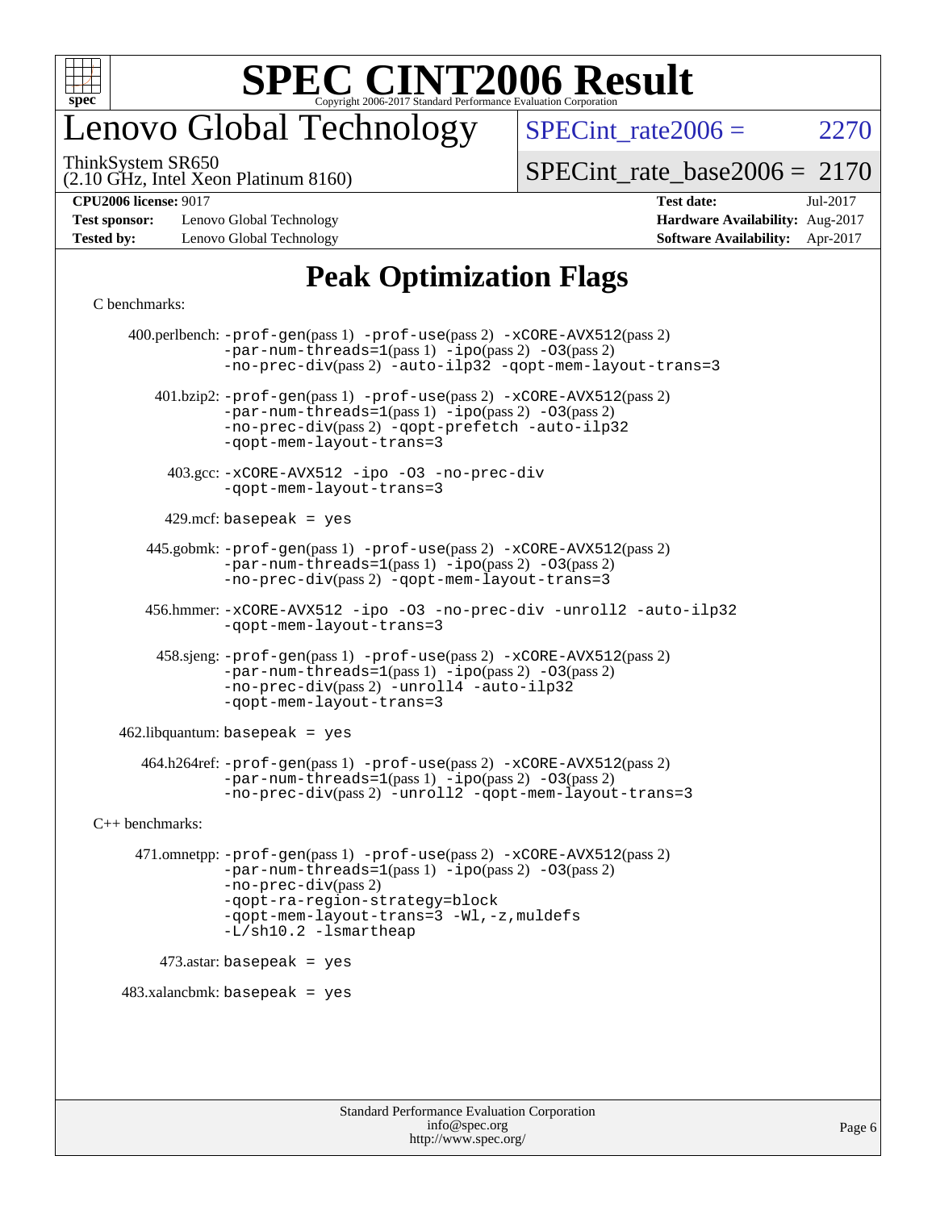# SPEC CINT2006 Result

Copyright 2006-2017 Standard Performance Evaluation Corporation

# Lenovo Global Technology

ThinkSystem SR650
(2.10 GHz, Intel Xeon Platinum 8160)

SPECint_rate2006 = 2270

SPECint_rate_base2006 = 2170

**CPU2006 license:** 9017
**Test sponsor:** Lenovo Global Technology
**Tested by:** Lenovo Global Technology

**Test date:** Jul-2017
**Hardware Availability:** Aug-2017
**Software Availability:** Apr-2017

## Peak Optimization Flags

C benchmarks:

400.perlbench: -prof-gen(pass 1) -prof-use(pass 2) -xCORE-AVX512(pass 2) -par-num-threads=1(pass 1) -ipo(pass 2) -O3(pass 2) -no-prec-div(pass 2) -auto-ilp32 -qopt-mem-layout-trans=3

401.bzip2: -prof-gen(pass 1) -prof-use(pass 2) -xCORE-AVX512(pass 2) -par-num-threads=1(pass 1) -ipo(pass 2) -O3(pass 2) -no-prec-div(pass 2) -qopt-prefetch -auto-ilp32 -qopt-mem-layout-trans=3

403.gcc: -xCORE-AVX512 -ipo -O3 -no-prec-div -qopt-mem-layout-trans=3

429.mcf: basepeak = yes

445.gobmk: -prof-gen(pass 1) -prof-use(pass 2) -xCORE-AVX512(pass 2) -par-num-threads=1(pass 1) -ipo(pass 2) -O3(pass 2) -no-prec-div(pass 2) -qopt-mem-layout-trans=3

456.hmmer: -xCORE-AVX512 -ipo -O3 -no-prec-div -unroll2 -auto-ilp32 -qopt-mem-layout-trans=3

458.sjeng: -prof-gen(pass 1) -prof-use(pass 2) -xCORE-AVX512(pass 2) -par-num-threads=1(pass 1) -ipo(pass 2) -O3(pass 2) -no-prec-div(pass 2) -unroll4 -auto-ilp32 -qopt-mem-layout-trans=3

462.libquantum: basepeak = yes

464.h264ref: -prof-gen(pass 1) -prof-use(pass 2) -xCORE-AVX512(pass 2) -par-num-threads=1(pass 1) -ipo(pass 2) -O3(pass 2) -no-prec-div(pass 2) -unroll2 -qopt-mem-layout-trans=3

C++ benchmarks:

471.omnetpp: -prof-gen(pass 1) -prof-use(pass 2) -xCORE-AVX512(pass 2) -par-num-threads=1(pass 1) -ipo(pass 2) -O3(pass 2) -no-prec-div(pass 2) -qopt-ra-region-strategy=block -qopt-mem-layout-trans=3 -Wl,-z,muldefs -L/sh10.2 -lsmartheap

473.astar: basepeak = yes

483.xalancbmk: basepeak = yes

Standard Performance Evaluation Corporation
info@spec.org
http://www.spec.org/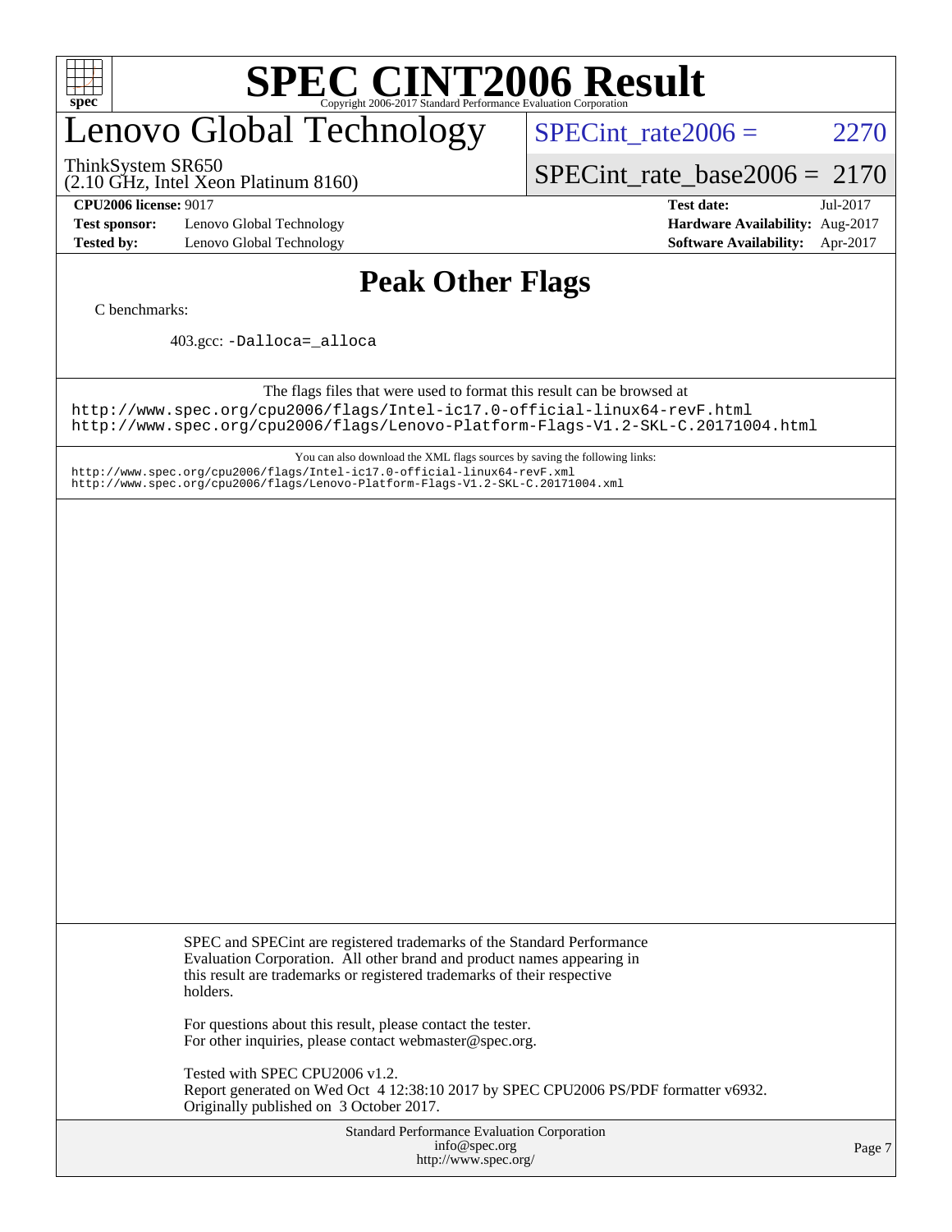## Peak Other Flags

C benchmarks:

403.gcc: `-Dalloca=_alloca`

The flags files that were used to format this result can be browsed at
http://www.spec.org/cpu2006/flags/Intel-ic17.0-official-linux64-revF.html
http://www.spec.org/cpu2006/flags/Lenovo-Platform-Flags-V1.2-SKL-C.20171004.html

You can also download the XML flags sources by saving the following links:
http://www.spec.org/cpu2006/flags/Intel-ic17.0-official-linux64-revF.xml
http://www.spec.org/cpu2006/flags/Lenovo-Platform-Flags-V1.2-SKL-C.20171004.xml

SPEC and SPECint are registered trademarks of the Standard Performance Evaluation Corporation. All other brand and product names appearing in this result are trademarks or registered trademarks of their respective holders.

For questions about this result, please contact the tester.
For other inquiries, please contact webmaster@spec.org.

Tested with SPEC CPU2006 v1.2.
Report generated on Wed Oct 4 12:38:10 2017 by SPEC CPU2006 PS/PDF formatter v6932.
Originally published on 3 October 2017.